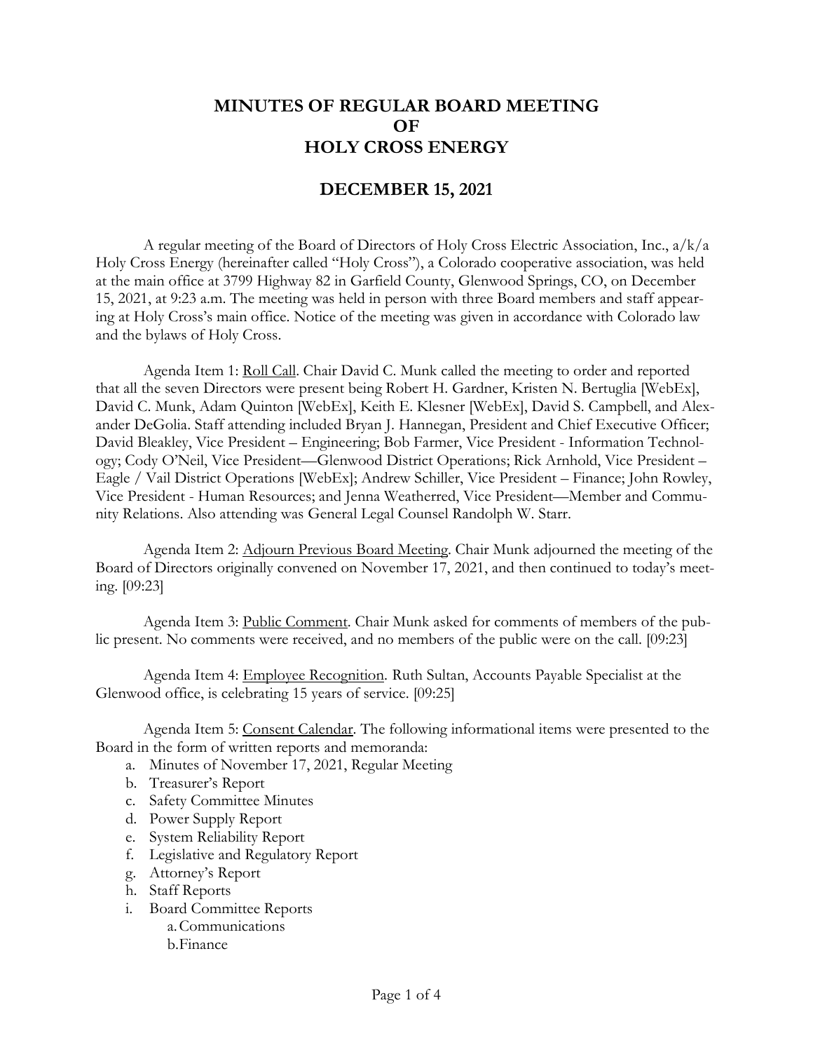# MINUTES OF REGULAR BOARD MEETING OF HOLY CROSS ENERGY

## DECEMBER 15, 2021

A regular meeting of the Board of Directors of Holy Cross Electric Association, Inc., a/k/a Holy Cross Energy (hereinafter called "Holy Cross"), a Colorado cooperative association, was held at the main office at 3799 Highway 82 in Garfield County, Glenwood Springs, CO, on December 15, 2021, at 9:23 a.m. The meeting was held in person with three Board members and staff appearing at Holy Cross's main office. Notice of the meeting was given in accordance with Colorado law and the bylaws of Holy Cross.

Agenda Item 1: <u>Roll Call</u>. Chair David C. Munk called the meeting to order and reported that all the seven Directors were present being Robert H. Gardner, Kristen N. Bertuglia [WebEx], David C. Munk, Adam Quinton [WebEx], Keith E. Klesner [WebEx], David S. Campbell, and Alexander DeGolia. Staff attending included Bryan J. Hannegan, President and Chief Executive Officer; David Bleakley, Vice President – Engineering; Bob Farmer, Vice President - Information Technology; Cody O'Neil, Vice President—Glenwood District Operations; Rick Arnhold, Vice President – Eagle / Vail District Operations [WebEx]; Andrew Schiller, Vice President – Finance; John Rowley, Vice President - Human Resources; and Jenna Weatherred, Vice President—Member and Community Relations. Also attending was General Legal Counsel Randolph W. Starr.

Agenda Item 2: <u>Adjourn Previous Board Meeting</u>. Chair Munk adjourned the meeting of the Board of Directors originally convened on November 17, 2021, and then continued to today's meeting. [09:23]

Agenda Item 3: <u>Public Comment</u>. Chair Munk asked for comments of members of the public present. No comments were received, and no members of the public were on the call. [09:23]

Agenda Item 4: <u>Employee Recognition</u>. Ruth Sultan, Accounts Payable Specialist at the Glenwood office, is celebrating 15 years of service. [09:25]

Agenda Item 5: <u>Consent Calendar</u>. The following informational items were presented to the Board in the form of written reports and memoranda:

a. Minutes of November 17, 2021, Regular Meeting
b. Treasurer's Report
c. Safety Committee Minutes
d. Power Supply Report
e. System Reliability Report
f. Legislative and Regulatory Report
g. Attorney's Report
h. Staff Reports
i. Board Committee Reports
    a. Communications
    b. Finance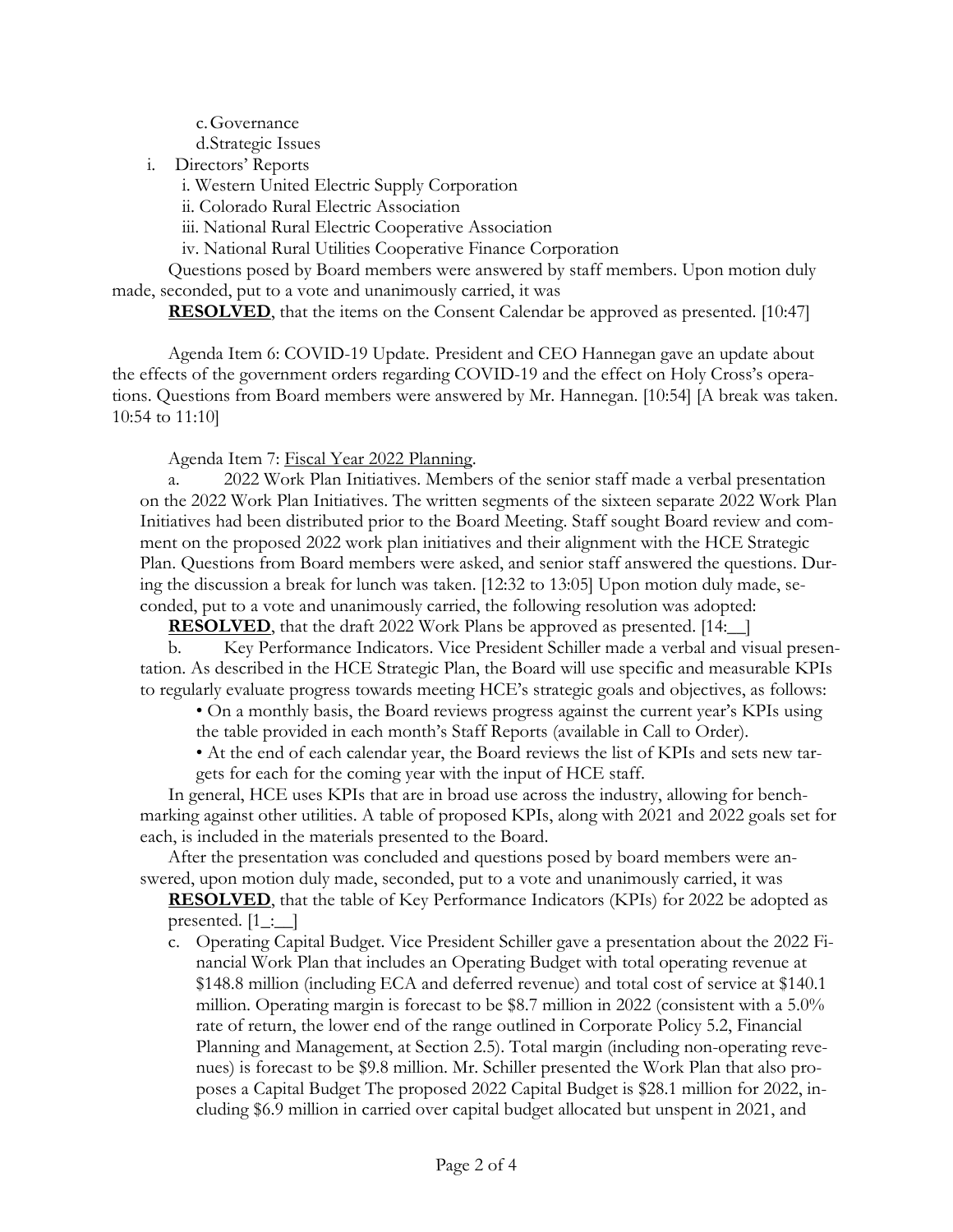c. Governance

d. Strategic Issues

i. Directors' Reports

i. Western United Electric Supply Corporation

ii. Colorado Rural Electric Association

iii. National Rural Electric Cooperative Association

iv. National Rural Utilities Cooperative Finance Corporation

Questions posed by Board members were answered by staff members. Upon motion duly made, seconded, put to a vote and unanimously carried, it was

**RESOLVED**, that the items on the Consent Calendar be approved as presented. [10:47]

Agenda Item 6: COVID-19 Update. President and CEO Hannegan gave an update about the effects of the government orders regarding COVID-19 and the effect on Holy Cross's operations. Questions from Board members were answered by Mr. Hannegan. [10:54] [A break was taken. 10:54 to 11:10]

Agenda Item 7: <u>Fiscal Year 2022 Planning</u>.

a. 2022 Work Plan Initiatives. Members of the senior staff made a verbal presentation on the 2022 Work Plan Initiatives. The written segments of the sixteen separate 2022 Work Plan Initiatives had been distributed prior to the Board Meeting. Staff sought Board review and comment on the proposed 2022 work plan initiatives and their alignment with the HCE Strategic Plan. Questions from Board members were asked, and senior staff answered the questions. During the discussion a break for lunch was taken. [12:32 to 13:05] Upon motion duly made, seconded, put to a vote and unanimously carried, the following resolution was adopted:

**RESOLVED**, that the draft 2022 Work Plans be approved as presented. [14:__]

b. Key Performance Indicators. Vice President Schiller made a verbal and visual presentation. As described in the HCE Strategic Plan, the Board will use specific and measurable KPIs to regularly evaluate progress towards meeting HCE's strategic goals and objectives, as follows:

- On a monthly basis, the Board reviews progress against the current year's KPIs using the table provided in each month's Staff Reports (available in Call to Order).
- At the end of each calendar year, the Board reviews the list of KPIs and sets new targets for each for the coming year with the input of HCE staff.

In general, HCE uses KPIs that are in broad use across the industry, allowing for benchmarking against other utilities. A table of proposed KPIs, along with 2021 and 2022 goals set for each, is included in the materials presented to the Board.

After the presentation was concluded and questions posed by board members were answered, upon motion duly made, seconded, put to a vote and unanimously carried, it was

**RESOLVED**, that the table of Key Performance Indicators (KPIs) for 2022 be adopted as presented. [1_:__]

c. Operating Capital Budget. Vice President Schiller gave a presentation about the 2022 Financial Work Plan that includes an Operating Budget with total operating revenue at \$148.8 million (including ECA and deferred revenue) and total cost of service at \$140.1 million. Operating margin is forecast to be \$8.7 million in 2022 (consistent with a 5.0% rate of return, the lower end of the range outlined in Corporate Policy 5.2, Financial Planning and Management, at Section 2.5). Total margin (including non-operating revenues) is forecast to be \$9.8 million. Mr. Schiller presented the Work Plan that also proposes a Capital Budget The proposed 2022 Capital Budget is \$28.1 million for 2022, including \$6.9 million in carried over capital budget allocated but unspent in 2021, and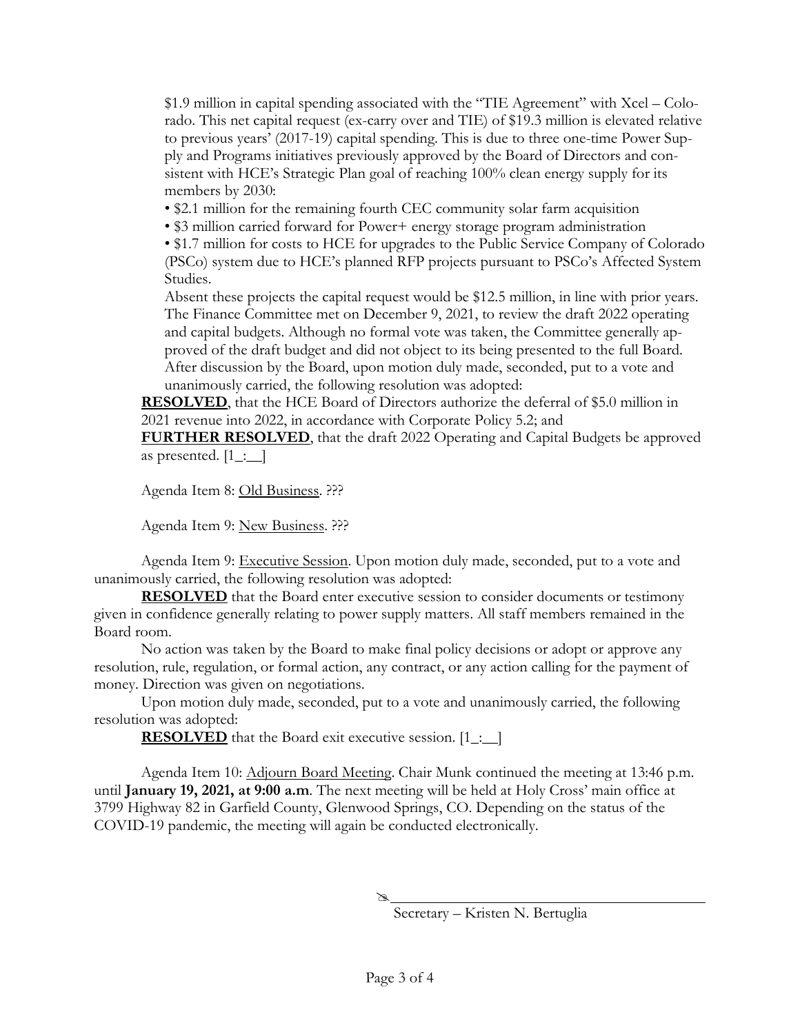$1.9 million in capital spending associated with the "TIE Agreement" with Xcel – Colorado. This net capital request (ex-carry over and TIE) of $19.3 million is elevated relative to previous years' (2017-19) capital spending. This is due to three one-time Power Supply and Programs initiatives previously approved by the Board of Directors and consistent with HCE's Strategic Plan goal of reaching 100% clean energy supply for its members by 2030:

- $2.1 million for the remaining fourth CEC community solar farm acquisition
- $3 million carried forward for Power+ energy storage program administration
- $1.7 million for costs to HCE for upgrades to the Public Service Company of Colorado (PSCo) system due to HCE's planned RFP projects pursuant to PSCo's Affected System Studies.

Absent these projects the capital request would be $12.5 million, in line with prior years. The Finance Committee met on December 9, 2021, to review the draft 2022 operating and capital budgets. Although no formal vote was taken, the Committee generally approved of the draft budget and did not object to its being presented to the full Board. After discussion by the Board, upon motion duly made, seconded, put to a vote and unanimously carried, the following resolution was adopted:

**RESOLVED**, that the HCE Board of Directors authorize the deferral of $5.0 million in 2021 revenue into 2022, in accordance with Corporate Policy 5.2; and

**FURTHER RESOLVED**, that the draft 2022 Operating and Capital Budgets be approved as presented. [1_:__]

Agenda Item 8: Old Business. ???

Agenda Item 9: New Business. ???

Agenda Item 9: Executive Session. Upon motion duly made, seconded, put to a vote and unanimously carried, the following resolution was adopted:

**RESOLVED** that the Board enter executive session to consider documents or testimony given in confidence generally relating to power supply matters. All staff members remained in the Board room.

No action was taken by the Board to make final policy decisions or adopt or approve any resolution, rule, regulation, or formal action, any contract, or any action calling for the payment of money. Direction was given on negotiations.

Upon motion duly made, seconded, put to a vote and unanimously carried, the following resolution was adopted:

**RESOLVED** that the Board exit executive session. [1_:__]

Agenda Item 10: Adjourn Board Meeting. Chair Munk continued the meeting at 13:46 p.m. until **January 19, 2021, at 9:00 a.m**. The next meeting will be held at Holy Cross' main office at 3799 Highway 82 in Garfield County, Glenwood Springs, CO. Depending on the status of the COVID-19 pandemic, the meeting will again be conducted electronically.

✍______________________________

Secretary – Kristen N. Bertuglia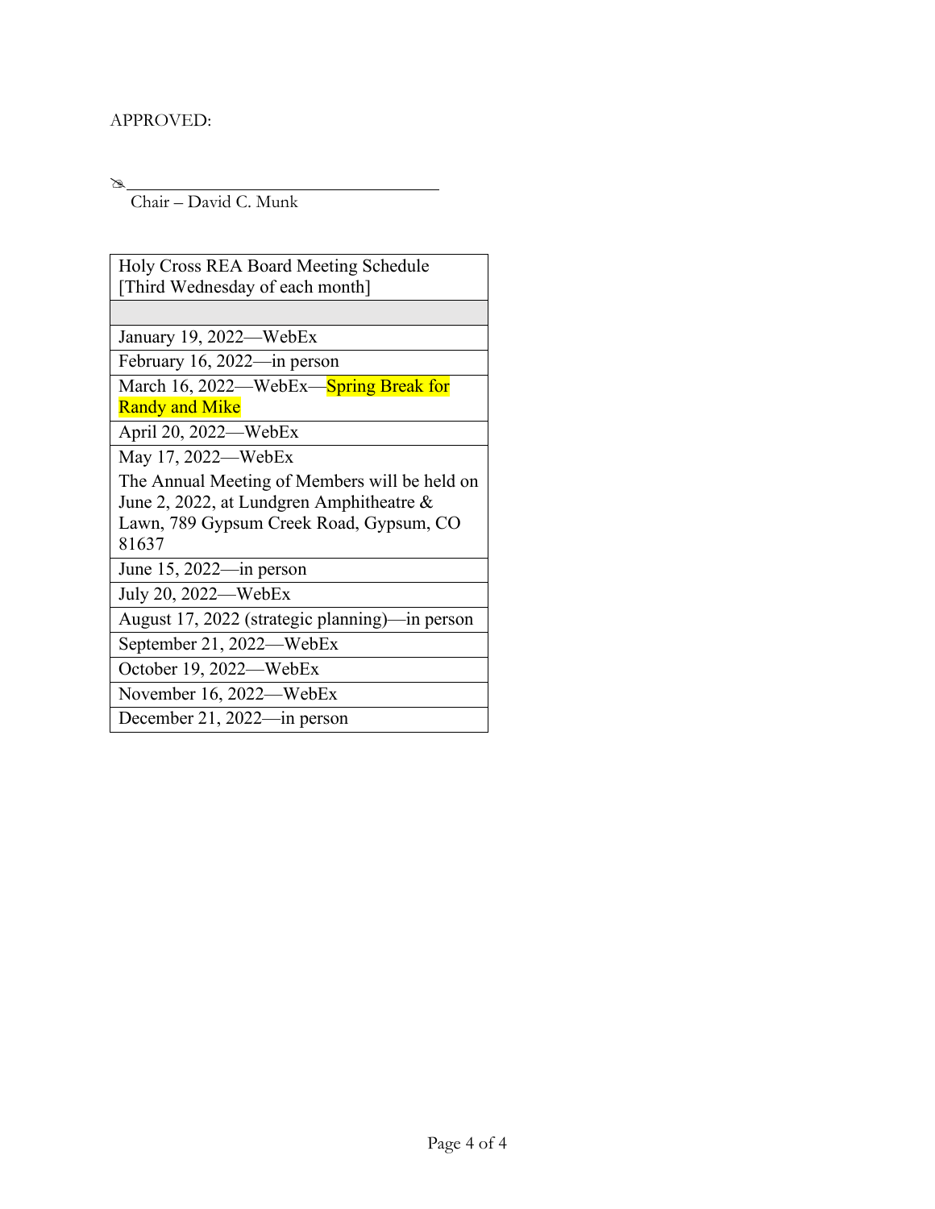APPROVED:

✎___________________________________
Chair – David C. Munk

| Holy Cross REA Board Meeting Schedule [Third Wednesday of each month] |
|---|
| |
| January 19, 2022—WebEx |
| February 16, 2022—in person |
| March 16, 2022—WebEx—Spring Break for Randy and Mike |
| April 20, 2022—WebEx |
| May 17, 2022—WebEx<br>The Annual Meeting of Members will be held on June 2, 2022, at Lundgren Amphitheatre & Lawn, 789 Gypsum Creek Road, Gypsum, CO 81637 |
| June 15, 2022—in person |
| July 20, 2022—WebEx |
| August 17, 2022 (strategic planning)—in person |
| September 21, 2022—WebEx |
| October 19, 2022—WebEx |
| November 16, 2022—WebEx |
| December 21, 2022—in person |